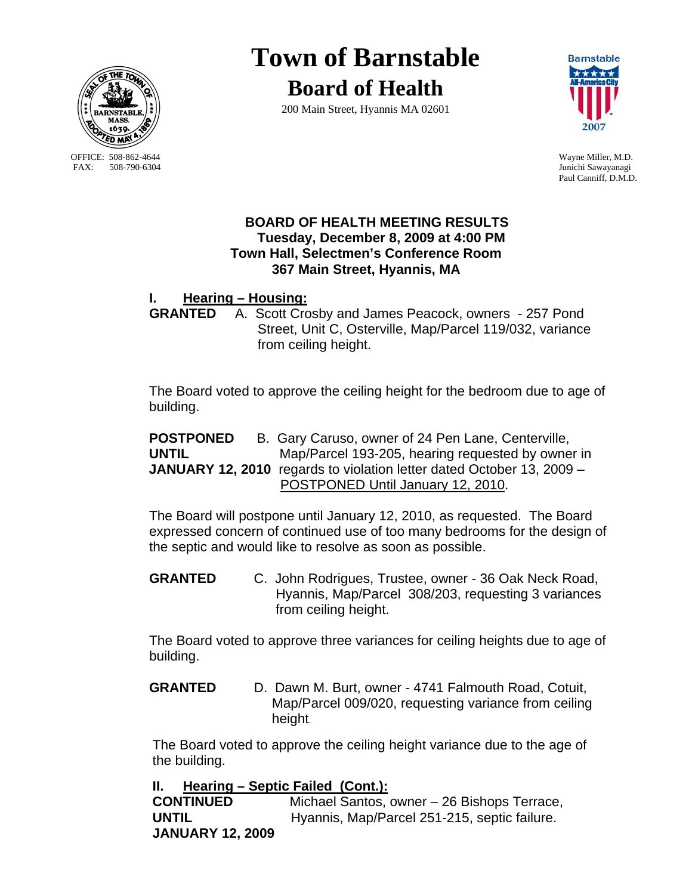# Town of Barnstable

## Board of Health

200 Main Street, Hyannis MA 02601

OFFICE: 508-862-4644
FAX: 508-790-6304

Wayne Miller, M.D.
Junichi Sawayanagi
Paul Canniff, D.M.D.

**BOARD OF HEALTH MEETING RESULTS**
**Tuesday, December 8, 2009 at 4:00 PM**
**Town Hall, Selectmen's Conference Room**
**367 Main Street, Hyannis, MA**

## I. Hearing – Housing:

**GRANTED** A. Scott Crosby and James Peacock, owners - 257 Pond Street, Unit C, Osterville, Map/Parcel 119/032, variance from ceiling height.

The Board voted to approve the ceiling height for the bedroom due to age of building.

**POSTPONED UNTIL JANUARY 12, 2010** B. Gary Caruso, owner of 24 Pen Lane, Centerville, Map/Parcel 193-205, hearing requested by owner in regards to violation letter dated October 13, 2009 – POSTPONED Until January 12, 2010.

The Board will postpone until January 12, 2010, as requested. The Board expressed concern of continued use of too many bedrooms for the design of the septic and would like to resolve as soon as possible.

**GRANTED** C. John Rodrigues, Trustee, owner - 36 Oak Neck Road, Hyannis, Map/Parcel 308/203, requesting 3 variances from ceiling height.

The Board voted to approve three variances for ceiling heights due to age of building.

**GRANTED** D. Dawn M. Burt, owner - 4741 Falmouth Road, Cotuit, Map/Parcel 009/020, requesting variance from ceiling height.

The Board voted to approve the ceiling height variance due to the age of the building.

## II. Hearing – Septic Failed (Cont.):

**CONTINUED UNTIL JANUARY 12, 2009** Michael Santos, owner – 26 Bishops Terrace, Hyannis, Map/Parcel 251-215, septic failure.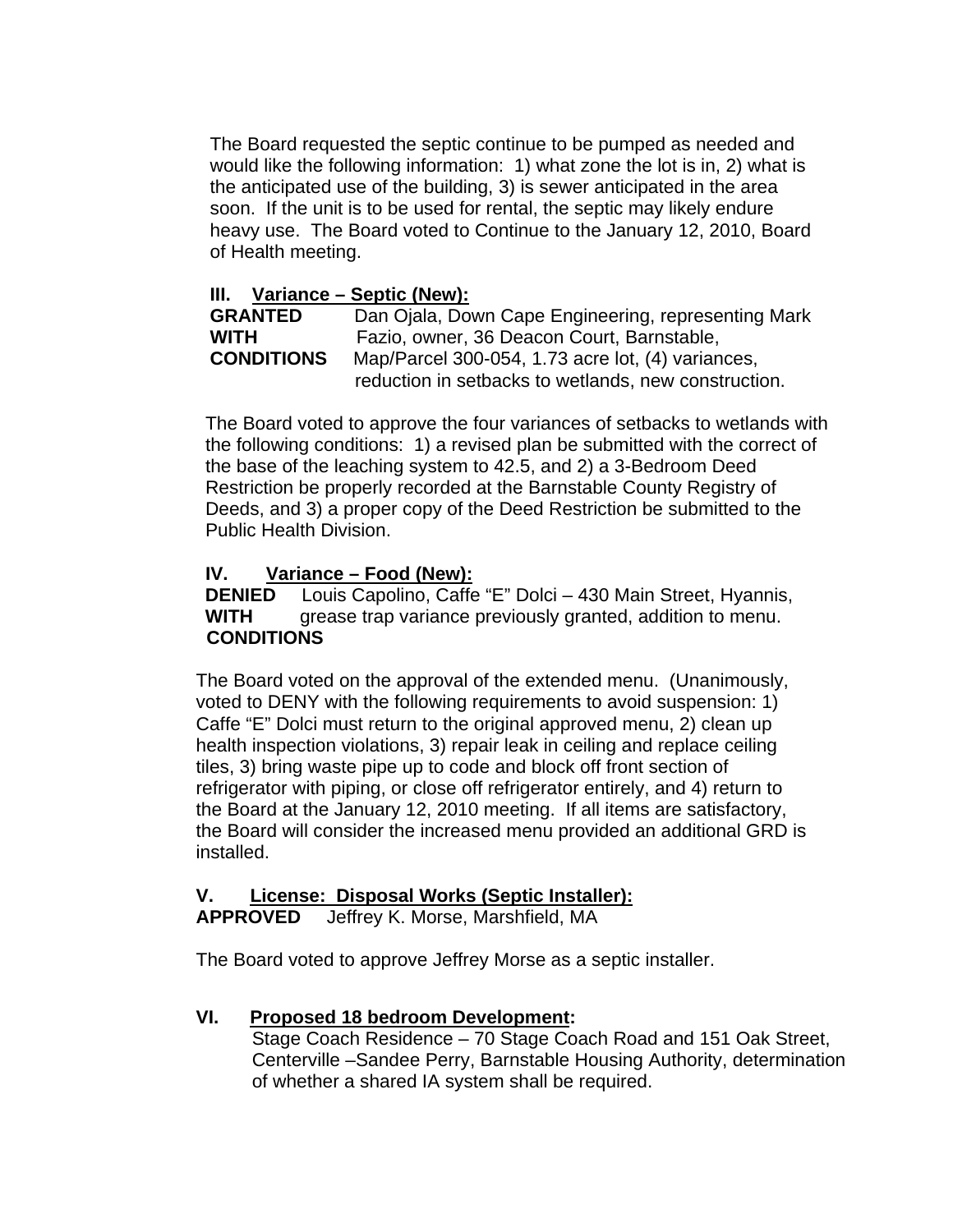The Board requested the septic continue to be pumped as needed and would like the following information: 1) what zone the lot is in, 2) what is the anticipated use of the building, 3) is sewer anticipated in the area soon. If the unit is to be used for rental, the septic may likely endure heavy use. The Board voted to Continue to the January 12, 2010, Board of Health meeting.

### III. Variance – Septic (New):

**GRANTED WITH CONDITIONS** Dan Ojala, Down Cape Engineering, representing Mark Fazio, owner, 36 Deacon Court, Barnstable, Map/Parcel 300-054, 1.73 acre lot, (4) variances, reduction in setbacks to wetlands, new construction.

The Board voted to approve the four variances of setbacks to wetlands with the following conditions: 1) a revised plan be submitted with the correct of the base of the leaching system to 42.5, and 2) a 3-Bedroom Deed Restriction be properly recorded at the Barnstable County Registry of Deeds, and 3) a proper copy of the Deed Restriction be submitted to the Public Health Division.

### IV. Variance – Food (New):

**DENIED WITH CONDITIONS** Louis Capolino, Caffe "E" Dolci – 430 Main Street, Hyannis, grease trap variance previously granted, addition to menu.

The Board voted on the approval of the extended menu. (Unanimously, voted to DENY with the following requirements to avoid suspension: 1) Caffe "E" Dolci must return to the original approved menu, 2) clean up health inspection violations, 3) repair leak in ceiling and replace ceiling tiles, 3) bring waste pipe up to code and block off front section of refrigerator with piping, or close off refrigerator entirely, and 4) return to the Board at the January 12, 2010 meeting. If all items are satisfactory, the Board will consider the increased menu provided an additional GRD is installed.

### V. License: Disposal Works (Septic Installer):

**APPROVED** Jeffrey K. Morse, Marshfield, MA

The Board voted to approve Jeffrey Morse as a septic installer.

### VI. Proposed 18 bedroom Development:

Stage Coach Residence – 70 Stage Coach Road and 151 Oak Street, Centerville –Sandee Perry, Barnstable Housing Authority, determination of whether a shared IA system shall be required.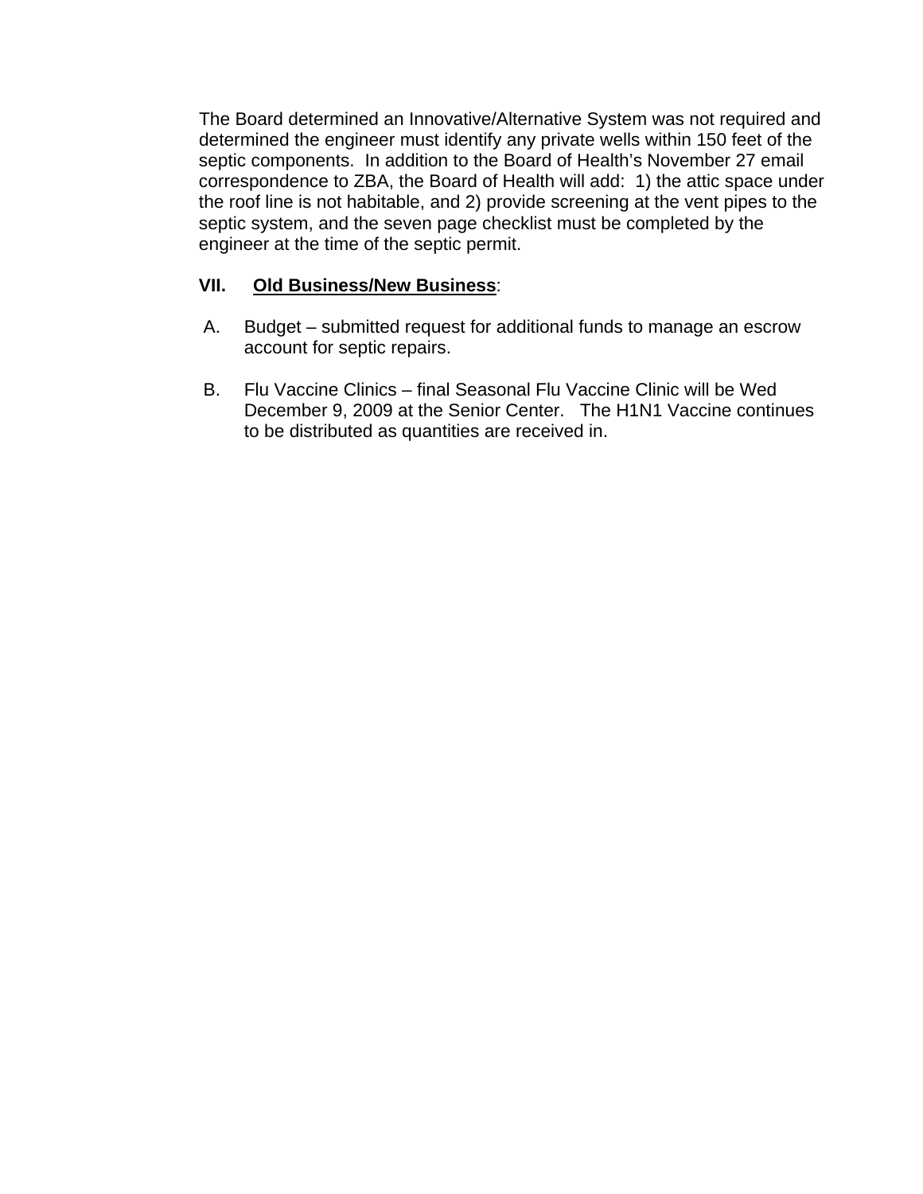The Board determined an Innovative/Alternative System was not required and determined the engineer must identify any private wells within 150 feet of the septic components. In addition to the Board of Health's November 27 email correspondence to ZBA, the Board of Health will add: 1) the attic space under the roof line is not habitable, and 2) provide screening at the vent pipes to the septic system, and the seven page checklist must be completed by the engineer at the time of the septic permit.

**VII. <u>Old Business/New Business</u>**:

A. Budget – submitted request for additional funds to manage an escrow account for septic repairs.

B. Flu Vaccine Clinics – final Seasonal Flu Vaccine Clinic will be Wed December 9, 2009 at the Senior Center. The H1N1 Vaccine continues to be distributed as quantities are received in.